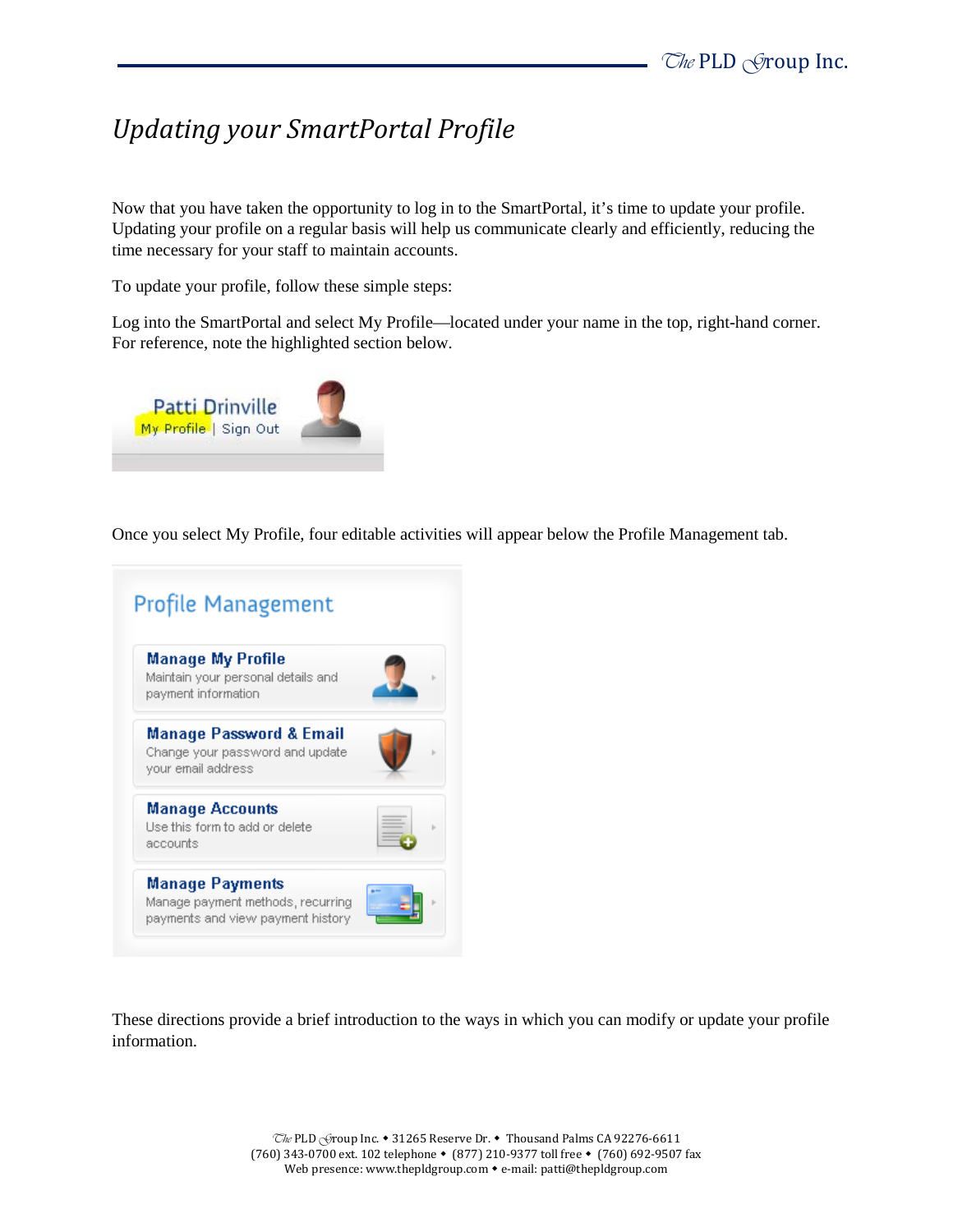# *Updating your SmartPortal Profile*

Now that you have taken the opportunity to log in to the SmartPortal, it's time to update your profile. Updating your profile on a regular basis will help us communicate clearly and efficiently, reducing the time necessary for your staff to maintain accounts.

To update your profile, follow these simple steps:

Log into the SmartPortal and select My Profile—located under your name in the top, right-hand corner. For reference, note the highlighted section below.

Patti Drinville
My Profile | Sign Out

Once you select My Profile, four editable activities will appear below the Profile Management tab.

**Profile Management**

- **Manage My Profile** — Maintain your personal details and payment information
- **Manage Password & Email** — Change your password and update your email address
- **Manage Accounts** — Use this form to add or delete accounts
- **Manage Payments** — Manage payment methods, recurring payments and view payment history

These directions provide a brief introduction to the ways in which you can modify or update your profile information.

The PLD Group Inc. ◆ 31265 Reserve Dr. ◆ Thousand Palms CA 92276-6611
(760) 343-0700 ext. 102 telephone ◆ (877) 210-9377 toll free ◆ (760) 692-9507 fax
Web presence: www.thepldgroup.com ◆ e-mail: patti@thepldgroup.com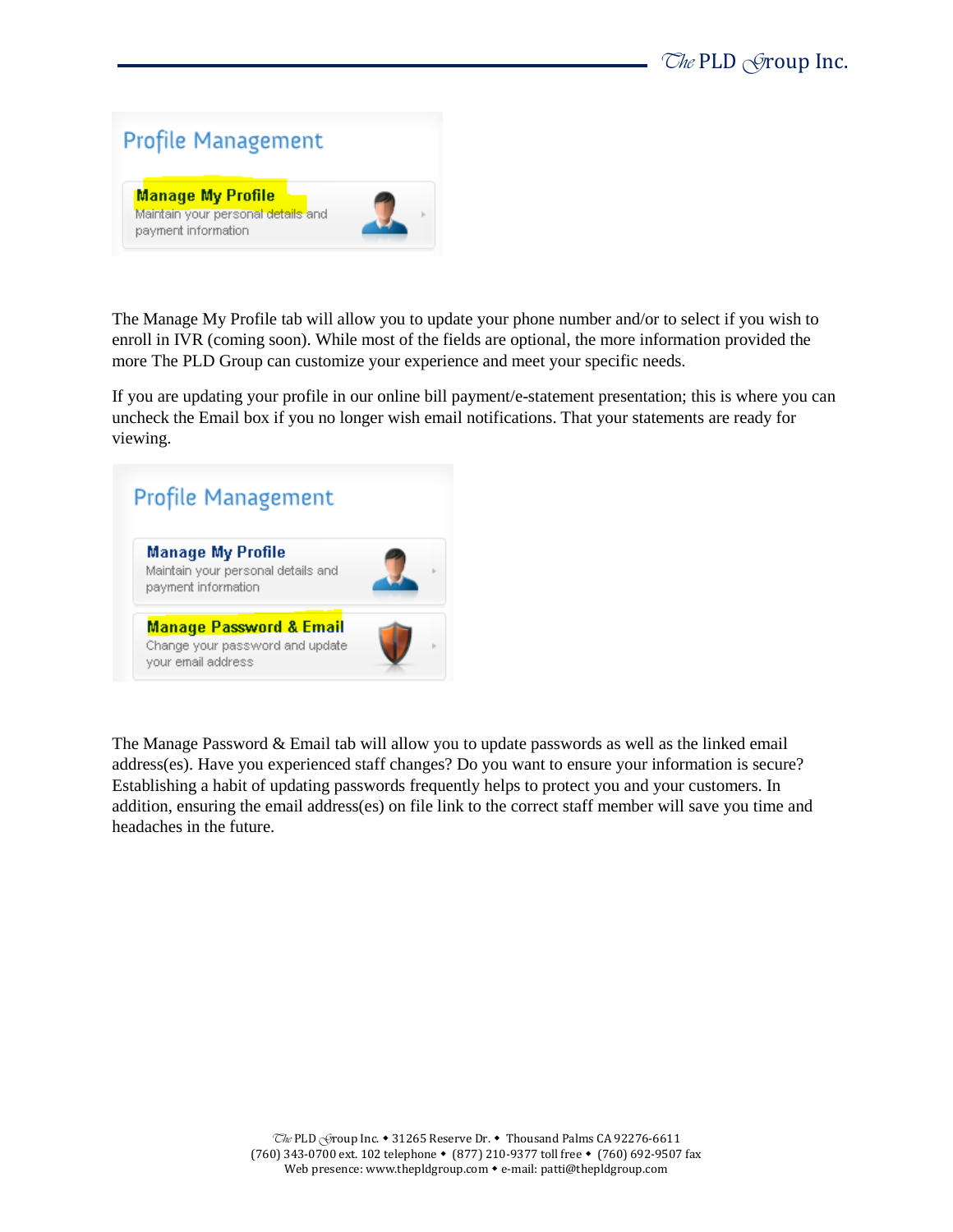## Profile Management

**Manage My Profile**
Maintain your personal details and payment information

The Manage My Profile tab will allow you to update your phone number and/or to select if you wish to enroll in IVR (coming soon). While most of the fields are optional, the more information provided the more The PLD Group can customize your experience and meet your specific needs.

If you are updating your profile in our online bill payment/e-statement presentation; this is where you can uncheck the Email box if you no longer wish email notifications. That your statements are ready for viewing.

## Profile Management

**Manage My Profile**
Maintain your personal details and payment information

**Manage Password & Email**
Change your password and update your email address

The Manage Password & Email tab will allow you to update passwords as well as the linked email address(es). Have you experienced staff changes? Do you want to ensure your information is secure? Establishing a habit of updating passwords frequently helps to protect you and your customers. In addition, ensuring the email address(es) on file link to the correct staff member will save you time and headaches in the future.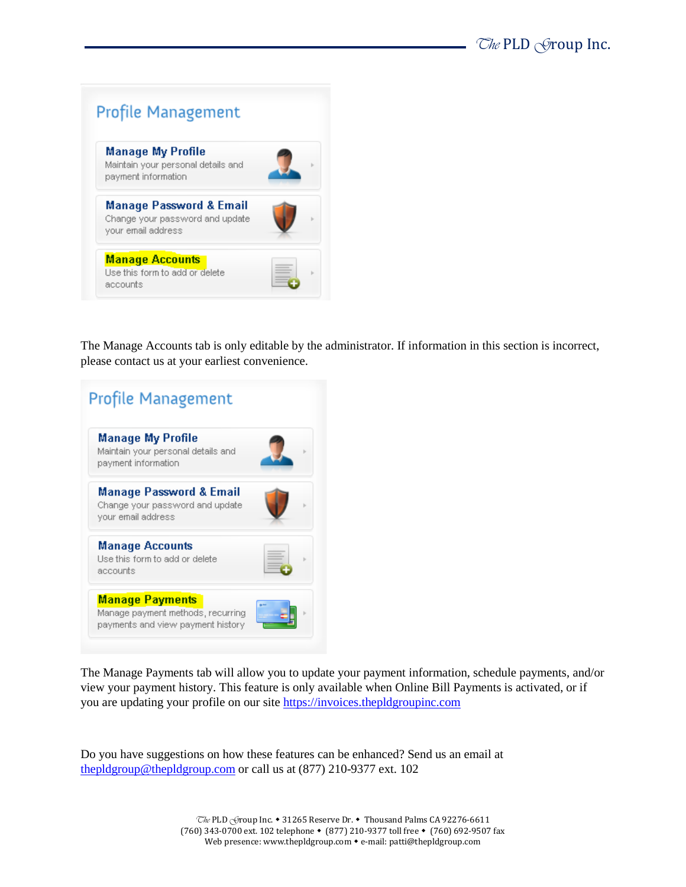Profile Management

**Manage My Profile**
Maintain your personal details and payment information

**Manage Password & Email**
Change your password and update your email address

**Manage Accounts**
Use this form to add or delete accounts

The Manage Accounts tab is only editable by the administrator. If information in this section is incorrect, please contact us at your earliest convenience.

Profile Management

**Manage My Profile**
Maintain your personal details and payment information

**Manage Password & Email**
Change your password and update your email address

**Manage Accounts**
Use this form to add or delete accounts

**Manage Payments**
Manage payment methods, recurring payments and view payment history

The Manage Payments tab will allow you to update your payment information, schedule payments, and/or view your payment history. This feature is only available when Online Bill Payments is activated, or if you are updating your profile on our site https://invoices.thepldgroupinc.com

Do you have suggestions on how these features can be enhanced? Send us an email at thepldgroup@thepldgroup.com or call us at (877) 210-9377 ext. 102